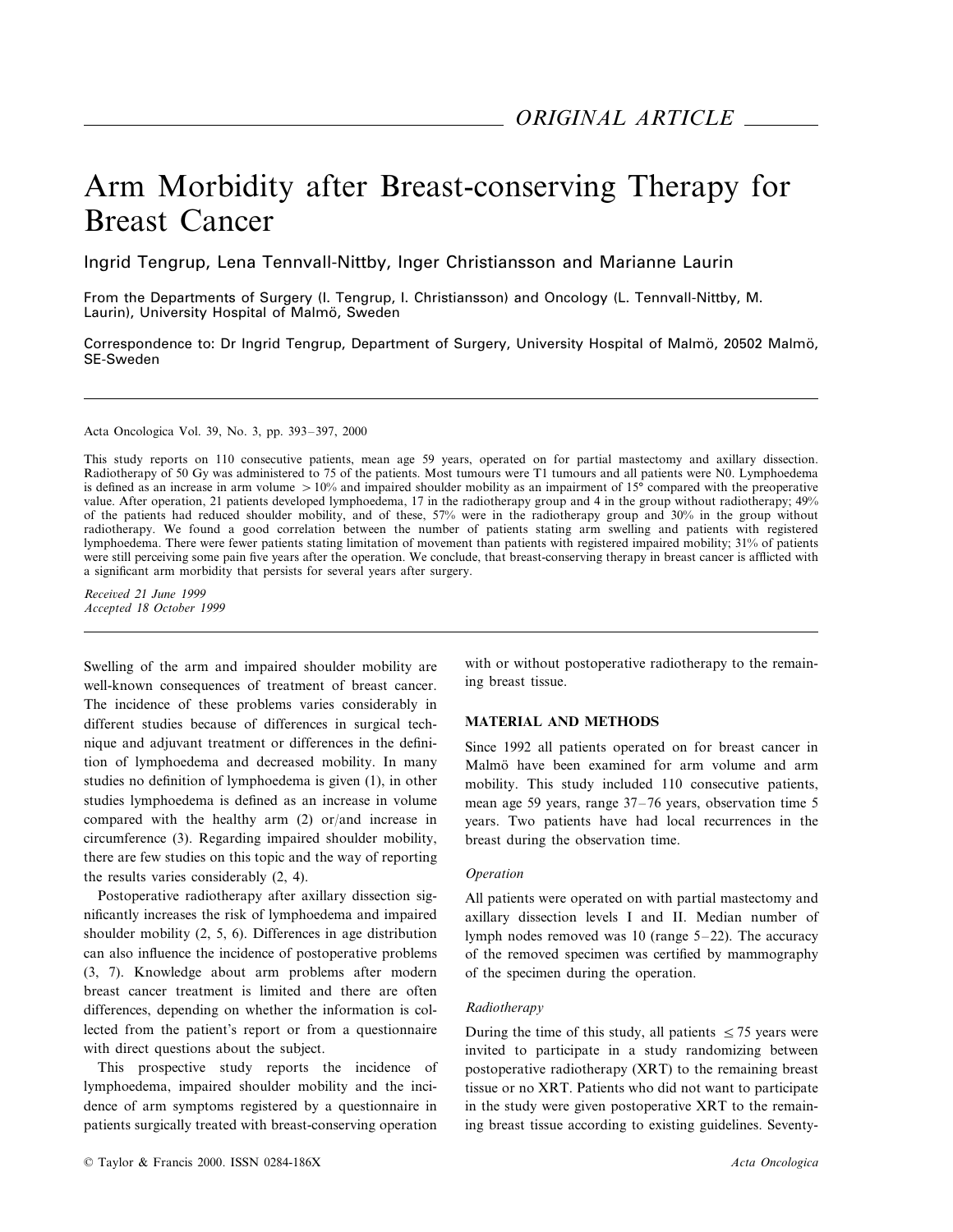*ORIGINAL ARTICLE*

# Arm Morbidity after Breast-conserving Therapy for Breast Cancer

Ingrid Tengrup, Lena Tennvall-Nittby, Inger Christiansson and Marianne Laurin

From the Departments of Surgery (I. Tengrup, I. Christiansson) and Oncology (L. Tennvall-Nittby, M. Laurin), University Hospital of Malmö, Sweden

Correspondence to: Dr Ingrid Tengrup, Department of Surgery, University Hospital of Malmö, 20502 Malmö, SE-Sweden

Acta Oncologica Vol. 39, No. 3, pp. 393–397, 2000

This study reports on 110 consecutive patients, mean age 59 years, operated on for partial mastectomy and axillary dissection. Radiotherapy of 50 Gy was administered to 75 of the patients. Most tumours were T1 tumours and all patients were N0. Lymphoedema is defined as an increase in arm volume $>10\%$ and impaired shoulder mobility as an impairment of 15° compared with the preoperative value. After operation, 21 patients developed lymphoedema, 17 in the radiotherapy group and 4 in the group without radiotherapy; 49% of the patients had reduced shoulder mobility, and of these, 57% were in the radiotherapy group and 30% in the group without radiotherapy. We found a good correlation between the number of patients stating arm swelling and patients with registered lymphoedema. There were fewer patients stating limitation of movement than patients with registered impaired mobility; 31% of patients were still perceiving some pain five years after the operation. We conclude, that breast-conserving therapy in breast cancer is afflicted with a significant arm morbidity that persists for several years after surgery.

*Received 21 June 1999*
*Accepted 18 October 1999*

Swelling of the arm and impaired shoulder mobility are well-known consequences of treatment of breast cancer. The incidence of these problems varies considerably in different studies because of differences in surgical technique and adjuvant treatment or differences in the definition of lymphoedema and decreased mobility. In many studies no definition of lymphoedema is given (1), in other studies lymphoedema is defined as an increase in volume compared with the healthy arm (2) or/and increase in circumference (3). Regarding impaired shoulder mobility, there are few studies on this topic and the way of reporting the results varies considerably (2, 4).

Postoperative radiotherapy after axillary dissection significantly increases the risk of lymphoedema and impaired shoulder mobility (2, 5, 6). Differences in age distribution can also influence the incidence of postoperative problems (3, 7). Knowledge about arm problems after modern breast cancer treatment is limited and there are often differences, depending on whether the information is collected from the patient's report or from a questionnaire with direct questions about the subject.

This prospective study reports the incidence of lymphoedema, impaired shoulder mobility and the incidence of arm symptoms registered by a questionnaire in patients surgically treated with breast-conserving operation with or without postoperative radiotherapy to the remaining breast tissue.

## MATERIAL AND METHODS

Since 1992 all patients operated on for breast cancer in Malmö have been examined for arm volume and arm mobility. This study included 110 consecutive patients, mean age 59 years, range 37–76 years, observation time 5 years. Two patients have had local recurrences in the breast during the observation time.

### *Operation*

All patients were operated on with partial mastectomy and axillary dissection levels I and II. Median number of lymph nodes removed was 10 (range 5–22). The accuracy of the removed specimen was certified by mammography of the specimen during the operation.

### *Radiotherapy*

During the time of this study, all patients $\leq 75$ years were invited to participate in a study randomizing between postoperative radiotherapy (XRT) to the remaining breast tissue or no XRT. Patients who did not want to participate in the study were given postoperative XRT to the remaining breast tissue according to existing guidelines. Seventy-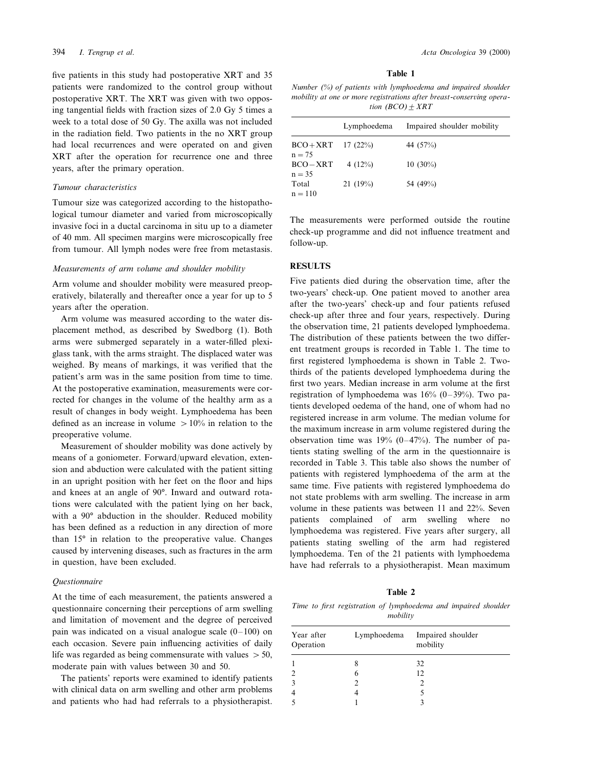five patients in this study had postoperative XRT and 35 patients were randomized to the control group without postoperative XRT. The XRT was given with two opposing tangential fields with fraction sizes of 2.0 Gy 5 times a week to a total dose of 50 Gy. The axilla was not included in the radiation field. Two patients in the no XRT group had local recurrences and were operated on and given XRT after the operation for recurrence one and three years, after the primary operation.

### *Tumour characteristics*

Tumour size was categorized according to the histopathological tumour diameter and varied from microscopically invasive foci in a ductal carcinoma in situ up to a diameter of 40 mm. All specimen margins were microscopically free from tumour. All lymph nodes were free from metastasis.

### *Measurements of arm volume and shoulder mobility*

Arm volume and shoulder mobility were measured preoperatively, bilaterally and thereafter once a year for up to 5 years after the operation.

Arm volume was measured according to the water displacement method, as described by Swedborg (1). Both arms were submerged separately in a water-filled plexiglass tank, with the arms straight. The displaced water was weighed. By means of markings, it was verified that the patient's arm was in the same position from time to time. At the postoperative examination, measurements were corrected for changes in the volume of the healthy arm as a result of changes in body weight. Lymphoedema has been defined as an increase in volume $> 10\%$ in relation to the preoperative volume.

Measurement of shoulder mobility was done actively by means of a goniometer. Forward/upward elevation, extension and abduction were calculated with the patient sitting in an upright position with her feet on the floor and hips and knees at an angle of 90°. Inward and outward rotations were calculated with the patient lying on her back, with a 90° abduction in the shoulder. Reduced mobility has been defined as a reduction in any direction of more than 15° in relation to the preoperative value. Changes caused by intervening diseases, such as fractures in the arm in question, have been excluded.

### *Questionnaire*

At the time of each measurement, the patients answered a questionnaire concerning their perceptions of arm swelling and limitation of movement and the degree of perceived pain was indicated on a visual analogue scale (0–100) on each occasion. Severe pain influencing activities of daily life was regarded as being commensurate with values $> 50$, moderate pain with values between 30 and 50.

The patients' reports were examined to identify patients with clinical data on arm swelling and other arm problems and patients who had had referrals to a physiotherapist.

**Table 1**

*Number (%) of patients with lymphoedema and impaired shoulder mobility at one or more registrations after breast-conserving operation (BCO) ± XRT*

| | Lymphoedema | Impaired shoulder mobility |
|---|---|---|
| BCO + XRT n = 75 | 17 (22%) | 44 (57%) |
| BCO − XRT n = 35 | 4 (12%) | 10 (30%) |
| Total n = 110 | 21 (19%) | 54 (49%) |

The measurements were performed outside the routine check-up programme and did not influence treatment and follow-up.

## RESULTS

Five patients died during the observation time, after the two-years' check-up. One patient moved to another area after the two-years' check-up and four patients refused check-up after three and four years, respectively. During the observation time, 21 patients developed lymphoedema. The distribution of these patients between the two different treatment groups is recorded in Table 1. The time to first registered lymphoedema is shown in Table 2. Two-thirds of the patients developed lymphoedema during the first two years. Median increase in arm volume at the first registration of lymphoedema was 16% (0–39%). Two patients developed oedema of the hand, one of whom had no registered increase in arm volume. The median volume for the maximum increase in arm volume registered during the observation time was 19% (0–47%). The number of patients stating swelling of the arm in the questionnaire is recorded in Table 3. This table also shows the number of patients with registered lymphoedema of the arm at the same time. Five patients with registered lymphoedema do not state problems with arm swelling. The increase in arm volume in these patients was between 11 and 22%. Seven patients complained of arm swelling where no lymphoedema was registered. Five years after surgery, all patients stating swelling of the arm had registered lymphoedema. Ten of the 21 patients with lymphoedema have had referrals to a physiotherapist. Mean maximum

**Table 2**

*Time to first registration of lymphoedema and impaired shoulder mobility*

| Year after Operation | Lymphoedema | Impaired shoulder mobility |
|---|---|---|
| 1 | 8 | 32 |
| 2 | 6 | 12 |
| 3 | 2 | 2 |
| 4 | 4 | 5 |
| 5 | 1 | 3 |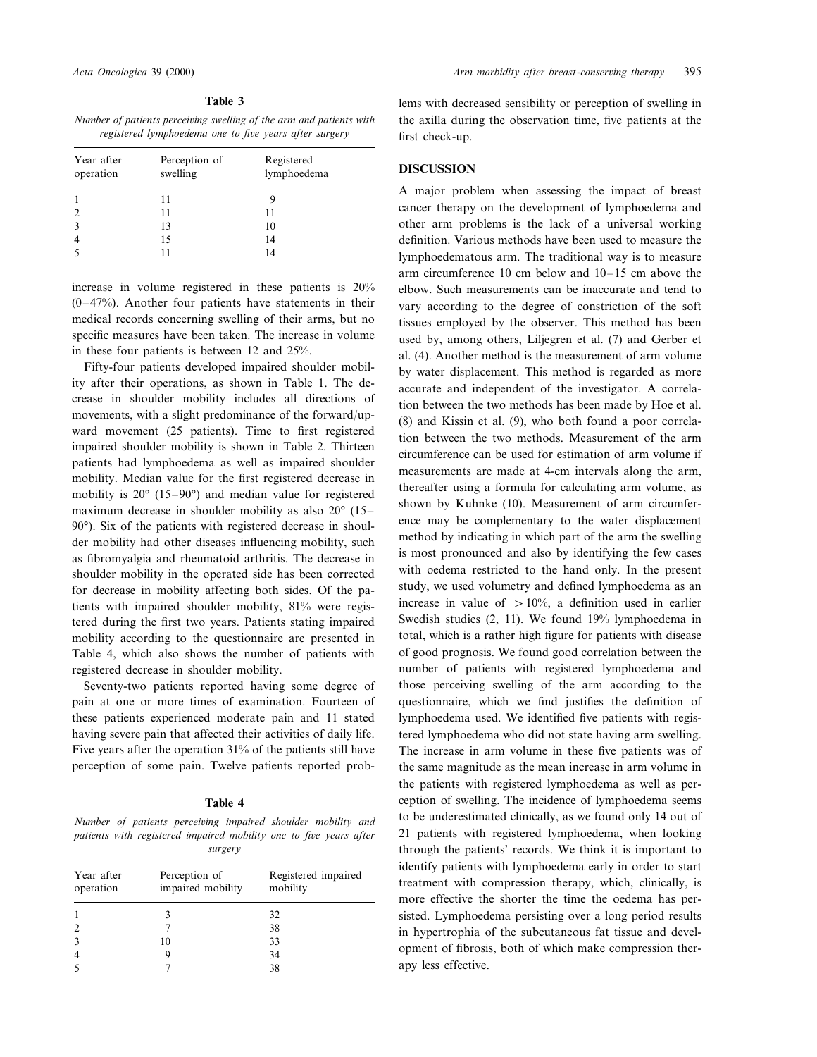**Table 3**

*Number of patients perceiving swelling of the arm and patients with registered lymphoedema one to five years after surgery*

| Year after operation | Perception of swelling | Registered lymphoedema |
|---|---|---|
| 1 | 11 | 9 |
| 2 | 11 | 11 |
| 3 | 13 | 10 |
| 4 | 15 | 14 |
| 5 | 11 | 14 |

increase in volume registered in these patients is 20% (0–47%). Another four patients have statements in their medical records concerning swelling of their arms, but no specific measures have been taken. The increase in volume in these four patients is between 12 and 25%.

Fifty-four patients developed impaired shoulder mobility after their operations, as shown in Table 1. The decrease in shoulder mobility includes all directions of movements, with a slight predominance of the forward/upward movement (25 patients). Time to first registered impaired shoulder mobility is shown in Table 2. Thirteen patients had lymphoedema as well as impaired shoulder mobility. Median value for the first registered decrease in mobility is 20° (15–90°) and median value for registered maximum decrease in shoulder mobility as also 20° (15–90°). Six of the patients with registered decrease in shoulder mobility had other diseases influencing mobility, such as fibromyalgia and rheumatoid arthritis. The decrease in shoulder mobility in the operated side has been corrected for decrease in mobility affecting both sides. Of the patients with impaired shoulder mobility, 81% were registered during the first two years. Patients stating impaired mobility according to the questionnaire are presented in Table 4, which also shows the number of patients with registered decrease in shoulder mobility.

Seventy-two patients reported having some degree of pain at one or more times of examination. Fourteen of these patients experienced moderate pain and 11 stated having severe pain that affected their activities of daily life. Five years after the operation 31% of the patients still have perception of some pain. Twelve patients reported problems with decreased sensibility or perception of swelling in the axilla during the observation time, five patients at the first check-up.

**Table 4**

*Number of patients perceiving impaired shoulder mobility and patients with registered impaired mobility one to five years after surgery*

| Year after operation | Perception of impaired mobility | Registered impaired mobility |
|---|---|---|
| 1 | 3 | 32 |
| 2 | 7 | 38 |
| 3 | 10 | 33 |
| 4 | 9 | 34 |
| 5 | 7 | 38 |

## DISCUSSION

A major problem when assessing the impact of breast cancer therapy on the development of lymphoedema and other arm problems is the lack of a universal working definition. Various methods have been used to measure the lymphoedematous arm. The traditional way is to measure arm circumference 10 cm below and 10–15 cm above the elbow. Such measurements can be inaccurate and tend to vary according to the degree of constriction of the soft tissues employed by the observer. This method has been used by, among others, Liljegren et al. (7) and Gerber et al. (4). Another method is the measurement of arm volume by water displacement. This method is regarded as more accurate and independent of the investigator. A correlation between the two methods has been made by Hoe et al. (8) and Kissin et al. (9), who both found a poor correlation between the two methods. Measurement of the arm circumference can be used for estimation of arm volume if measurements are made at 4-cm intervals along the arm, thereafter using a formula for calculating arm volume, as shown by Kuhnke (10). Measurement of arm circumference may be complementary to the water displacement method by indicating in which part of the arm the swelling is most pronounced and also by identifying the few cases with oedema restricted to the hand only. In the present study, we used volumetry and defined lymphoedema as an increase in value of $>10\%$, a definition used in earlier Swedish studies (2, 11). We found 19% lymphoedema in total, which is a rather high figure for patients with disease of good prognosis. We found good correlation between the number of patients with registered lymphoedema and those perceiving swelling of the arm according to the questionnaire, which we find justifies the definition of lymphoedema used. We identified five patients with registered lymphoedema who did not state having arm swelling. The increase in arm volume in these five patients was of the same magnitude as the mean increase in arm volume in the patients with registered lymphoedema as well as perception of swelling. The incidence of lymphoedema seems to be underestimated clinically, as we found only 14 out of 21 patients with registered lymphoedema, when looking through the patients' records. We think it is important to identify patients with lymphoedema early in order to start treatment with compression therapy, which, clinically, is more effective the shorter the time the oedema has persisted. Lymphoedema persisting over a long period results in hypertrophia of the subcutaneous fat tissue and development of fibrosis, both of which make compression therapy less effective.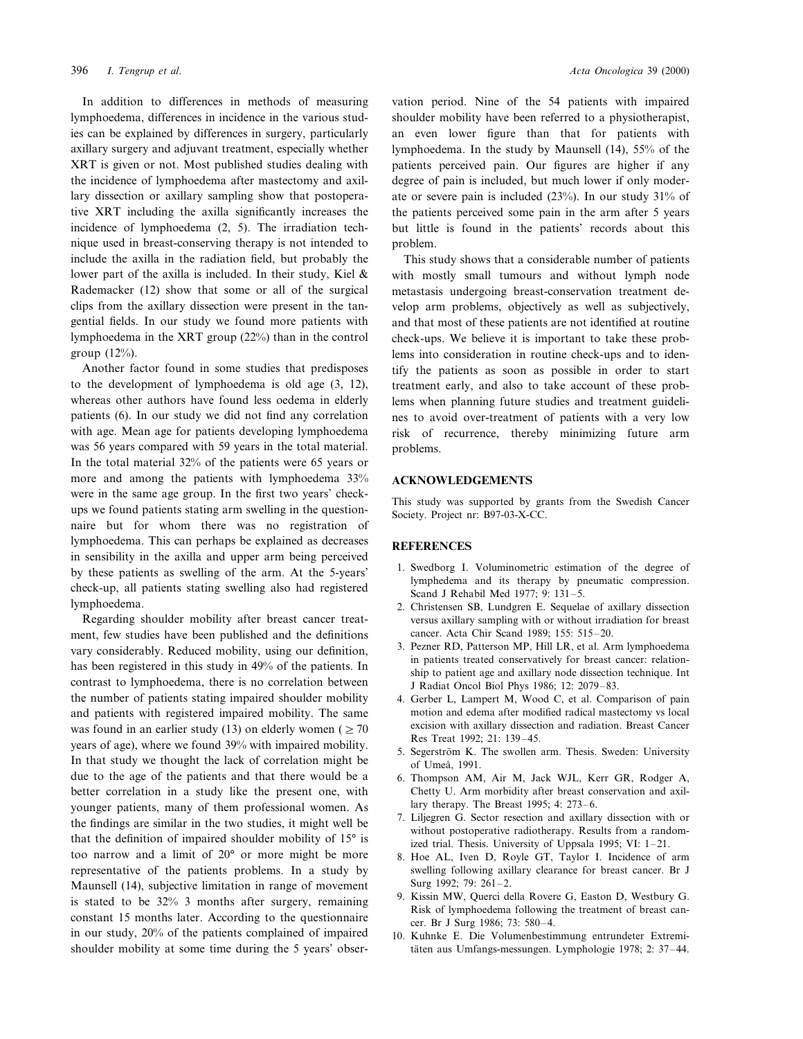In addition to differences in methods of measuring lymphoedema, differences in incidence in the various studies can be explained by differences in surgery, particularly axillary surgery and adjuvant treatment, especially whether XRT is given or not. Most published studies dealing with the incidence of lymphoedema after mastectomy and axillary dissection or axillary sampling show that postoperative XRT including the axilla significantly increases the incidence of lymphoedema (2, 5). The irradiation technique used in breast-conserving therapy is not intended to include the axilla in the radiation field, but probably the lower part of the axilla is included. In their study, Kiel & Rademacker (12) show that some or all of the surgical clips from the axillary dissection were present in the tangential fields. In our study we found more patients with lymphoedema in the XRT group (22%) than in the control group (12%).

Another factor found in some studies that predisposes to the development of lymphoedema is old age (3, 12), whereas other authors have found less oedema in elderly patients (6). In our study we did not find any correlation with age. Mean age for patients developing lymphoedema was 56 years compared with 59 years in the total material. In the total material 32% of the patients were 65 years or more and among the patients with lymphoedema 33% were in the same age group. In the first two years' check-ups we found patients stating arm swelling in the questionnaire but for whom there was no registration of lymphoedema. This can perhaps be explained as decreases in sensibility in the axilla and upper arm being perceived by these patients as swelling of the arm. At the 5-years' check-up, all patients stating swelling also had registered lymphoedema.

Regarding shoulder mobility after breast cancer treatment, few studies have been published and the definitions vary considerably. Reduced mobility, using our definition, has been registered in this study in 49% of the patients. In contrast to lymphoedema, there is no correlation between the number of patients stating impaired shoulder mobility and patients with registered impaired mobility. The same was found in an earlier study (13) on elderly women ($\geq 70$ years of age), where we found 39% with impaired mobility. In that study we thought the lack of correlation might be due to the age of the patients and that there would be a better correlation in a study like the present one, with younger patients, many of them professional women. As the findings are similar in the two studies, it might well be that the definition of impaired shoulder mobility of 15° is too narrow and a limit of 20° or more might be more representative of the patients problems. In a study by Maunsell (14), subjective limitation in range of movement is stated to be 32% 3 months after surgery, remaining constant 15 months later. According to the questionnaire in our study, 20% of the patients complained of impaired shoulder mobility at some time during the 5 years' observation period. Nine of the 54 patients with impaired shoulder mobility have been referred to a physiotherapist, an even lower figure than that for patients with lymphoedema. In the study by Maunsell (14), 55% of the patients perceived pain. Our figures are higher if any degree of pain is included, but much lower if only moderate or severe pain is included (23%). In our study 31% of the patients perceived some pain in the arm after 5 years but little is found in the patients' records about this problem.

This study shows that a considerable number of patients with mostly small tumours and without lymph node metastasis undergoing breast-conservation treatment develop arm problems, objectively as well as subjectively, and that most of these patients are not identified at routine check-ups. We believe it is important to take these problems into consideration in routine check-ups and to identify the patients as soon as possible in order to start treatment early, and also to take account of these problems when planning future studies and treatment guidelines to avoid over-treatment of patients with a very low risk of recurrence, thereby minimizing future arm problems.

## ACKNOWLEDGEMENTS

This study was supported by grants from the Swedish Cancer Society. Project nr: B97-03-X-CC.

## REFERENCES

1. Swedborg I. Voluminometric estimation of the degree of lymphedema and its therapy by pneumatic compression. Scand J Rehabil Med 1977; 9: 131–5.
2. Christensen SB, Lundgren E. Sequelae of axillary dissection versus axillary sampling with or without irradiation for breast cancer. Acta Chir Scand 1989; 155: 515–20.
3. Pezner RD, Patterson MP, Hill LR, et al. Arm lymphoedema in patients treated conservatively for breast cancer: relationship to patient age and axillary node dissection technique. Int J Radiat Oncol Biol Phys 1986; 12: 2079–83.
4. Gerber L, Lampert M, Wood C, et al. Comparison of pain motion and edema after modified radical mastectomy vs local excision with axillary dissection and radiation. Breast Cancer Res Treat 1992; 21: 139–45.
5. Segerström K. The swollen arm. Thesis. Sweden: University of Umeå, 1991.
6. Thompson AM, Air M, Jack WJL, Kerr GR, Rodger A, Chetty U. Arm morbidity after breast conservation and axillary therapy. The Breast 1995; 4: 273–6.
7. Liljegren G. Sector resection and axillary dissection with or without postoperative radiotherapy. Results from a randomized trial. Thesis. University of Uppsala 1995; VI: 1–21.
8. Hoe AL, Iven D, Royle GT, Taylor I. Incidence of arm swelling following axillary clearance for breast cancer. Br J Surg 1992; 79: 261–2.
9. Kissin MW, Querci della Rovere G, Easton D, Westbury G. Risk of lymphoedema following the treatment of breast cancer. Br J Surg 1986; 73: 580–4.
10. Kuhnke E. Die Volumenbestimmung entrundeter Extremitäten aus Umfangs-messungen. Lymphologie 1978; 2: 37–44.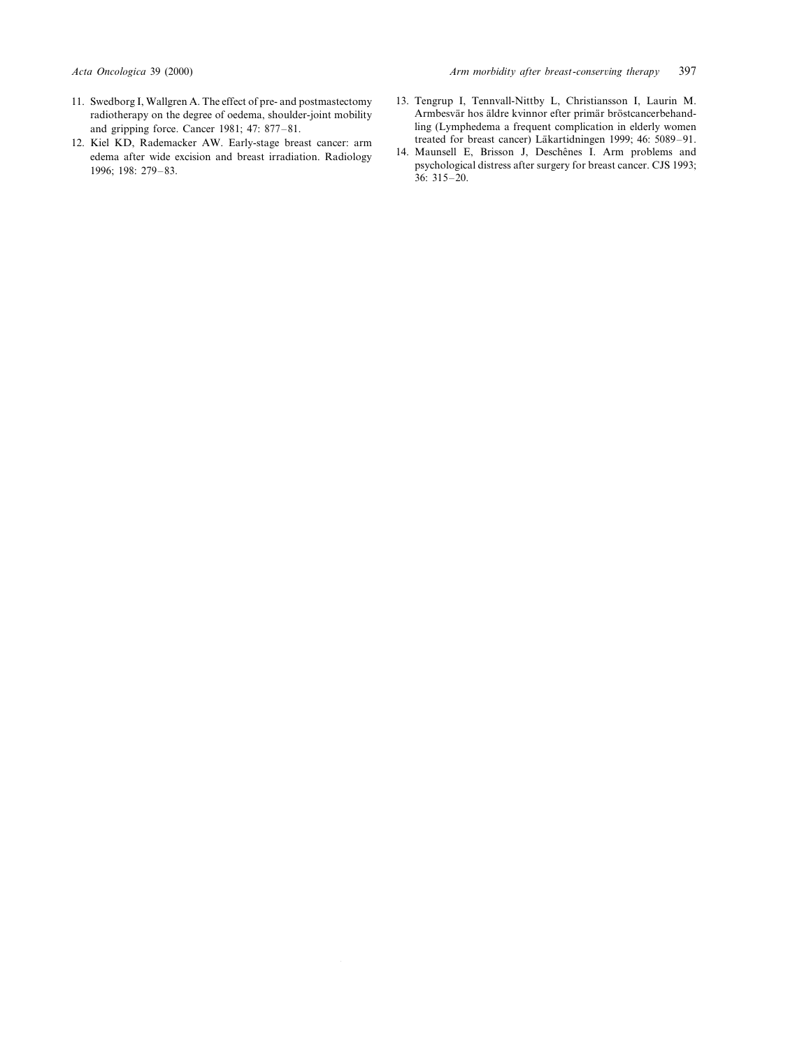11. Swedborg I, Wallgren A. The effect of pre- and postmastectomy radiotherapy on the degree of oedema, shoulder-joint mobility and gripping force. Cancer 1981; 47: 877–81.
12. Kiel KD, Rademacker AW. Early-stage breast cancer: arm edema after wide excision and breast irradiation. Radiology 1996; 198: 279–83.
13. Tengrup I, Tennvall-Nittby L, Christiansson I, Laurin M. Armbesvär hos äldre kvinnor efter primär bröstcancerbehandling (Lymphedema a frequent complication in elderly women treated for breast cancer) Läkartidningen 1999; 46: 5089–91.
14. Maunsell E, Brisson J, Deschênes I. Arm problems and psychological distress after surgery for breast cancer. CJS 1993; 36: 315–20.